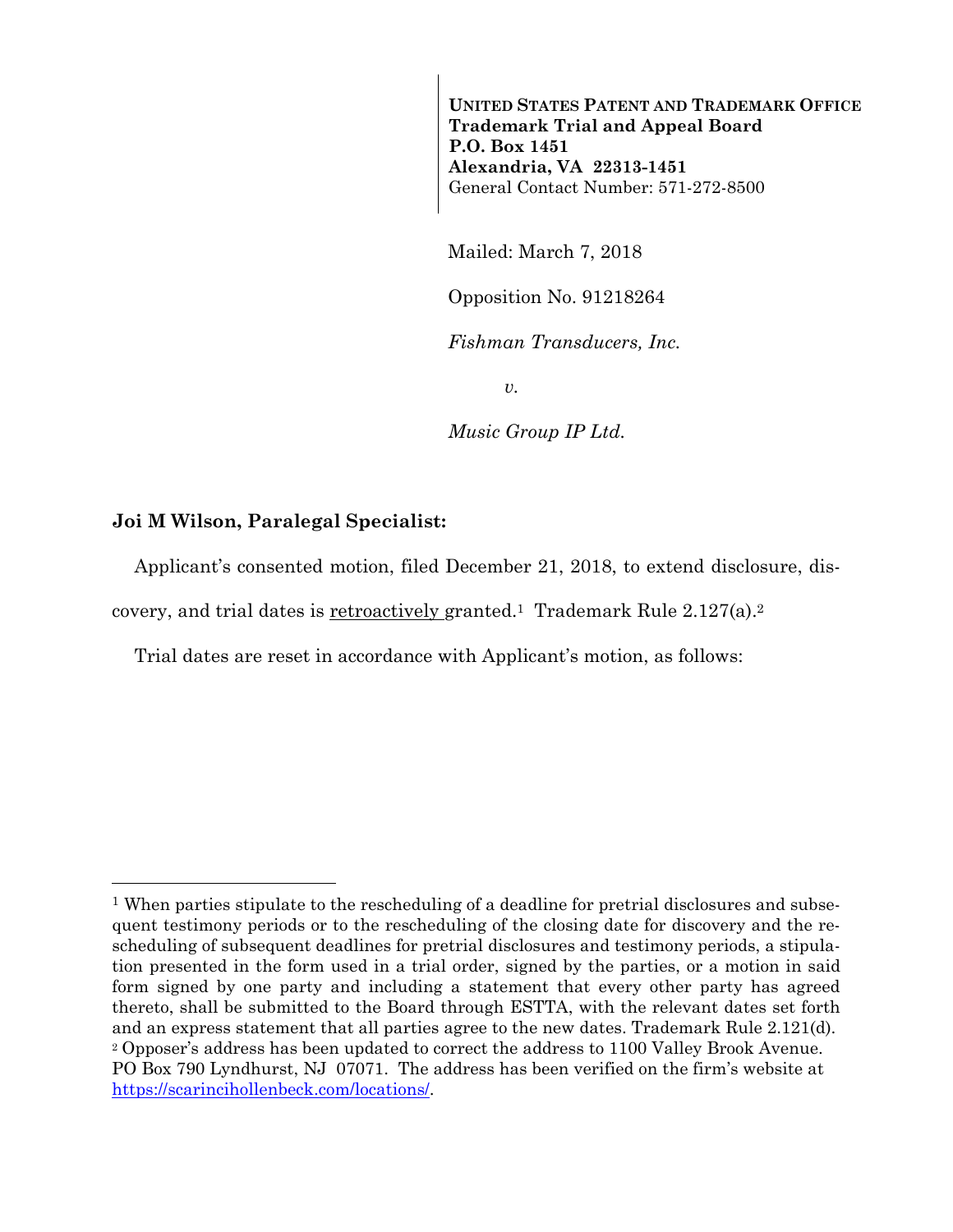**UNITED STATES PATENT AND TRADEMARK OFFICE**
**Trademark Trial and Appeal Board**
**P.O. Box 1451**
**Alexandria, VA 22313-1451**
General Contact Number: 571-272-8500

Mailed: March 7, 2018

Opposition No. 91218264

*Fishman Transducers, Inc.*

*v.*

*Music Group IP Ltd.*

**Joi M Wilson, Paralegal Specialist:**

Applicant's consented motion, filed December 21, 2018, to extend disclosure, discovery, and trial dates is retroactively granted.[1] Trademark Rule 2.127(a).[2]

Trial dates are reset in accordance with Applicant's motion, as follows:

---

[1] When parties stipulate to the rescheduling of a deadline for pretrial disclosures and subsequent testimony periods or to the rescheduling of the closing date for discovery and the rescheduling of subsequent deadlines for pretrial disclosures and testimony periods, a stipulation presented in the form used in a trial order, signed by the parties, or a motion in said form signed by one party and including a statement that every other party has agreed thereto, shall be submitted to the Board through ESTTA, with the relevant dates set forth and an express statement that all parties agree to the new dates. Trademark Rule 2.121(d).

[2] Opposer's address has been updated to correct the address to 1100 Valley Brook Avenue. PO Box 790 Lyndhurst, NJ 07071. The address has been verified on the firm's website at https://scarincihollenbeck.com/locations/.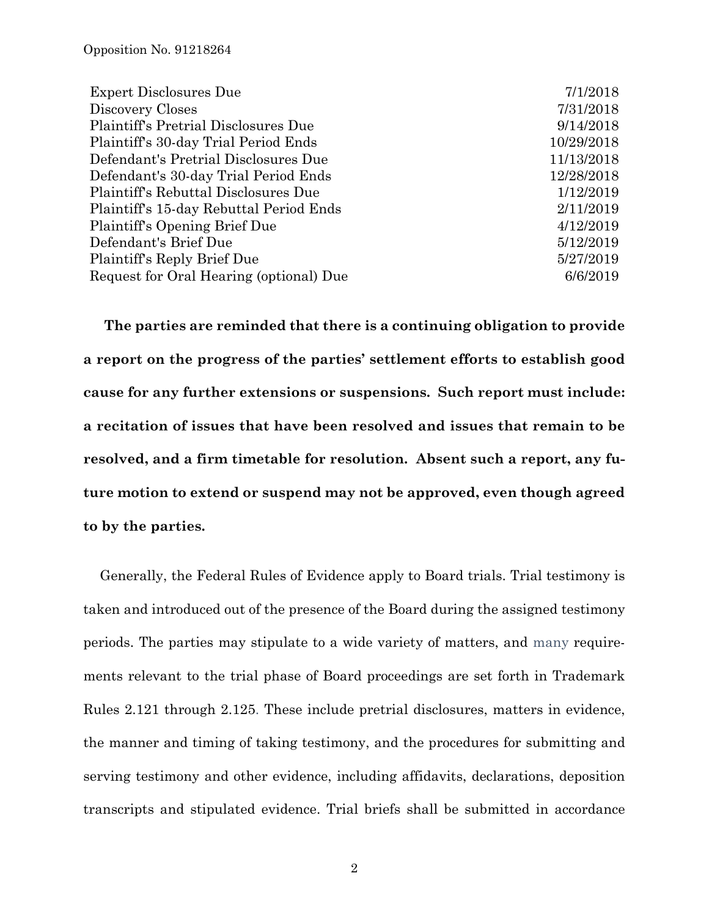| | |
|---|---|
| Expert Disclosures Due | 7/1/2018 |
| Discovery Closes | 7/31/2018 |
| Plaintiff's Pretrial Disclosures Due | 9/14/2018 |
| Plaintiff's 30-day Trial Period Ends | 10/29/2018 |
| Defendant's Pretrial Disclosures Due | 11/13/2018 |
| Defendant's 30-day Trial Period Ends | 12/28/2018 |
| Plaintiff's Rebuttal Disclosures Due | 1/12/2019 |
| Plaintiff's 15-day Rebuttal Period Ends | 2/11/2019 |
| Plaintiff's Opening Brief Due | 4/12/2019 |
| Defendant's Brief Due | 5/12/2019 |
| Plaintiff's Reply Brief Due | 5/27/2019 |
| Request for Oral Hearing (optional) Due | 6/6/2019 |

**The parties are reminded that there is a continuing obligation to provide a report on the progress of the parties' settlement efforts to establish good cause for any further extensions or suspensions. Such report must include: a recitation of issues that have been resolved and issues that remain to be resolved, and a firm timetable for resolution. Absent such a report, any future motion to extend or suspend may not be approved, even though agreed to by the parties.**

Generally, the Federal Rules of Evidence apply to Board trials. Trial testimony is taken and introduced out of the presence of the Board during the assigned testimony periods. The parties may stipulate to a wide variety of matters, and many requirements relevant to the trial phase of Board proceedings are set forth in Trademark Rules 2.121 through 2.125. These include pretrial disclosures, matters in evidence, the manner and timing of taking testimony, and the procedures for submitting and serving testimony and other evidence, including affidavits, declarations, deposition transcripts and stipulated evidence. Trial briefs shall be submitted in accordance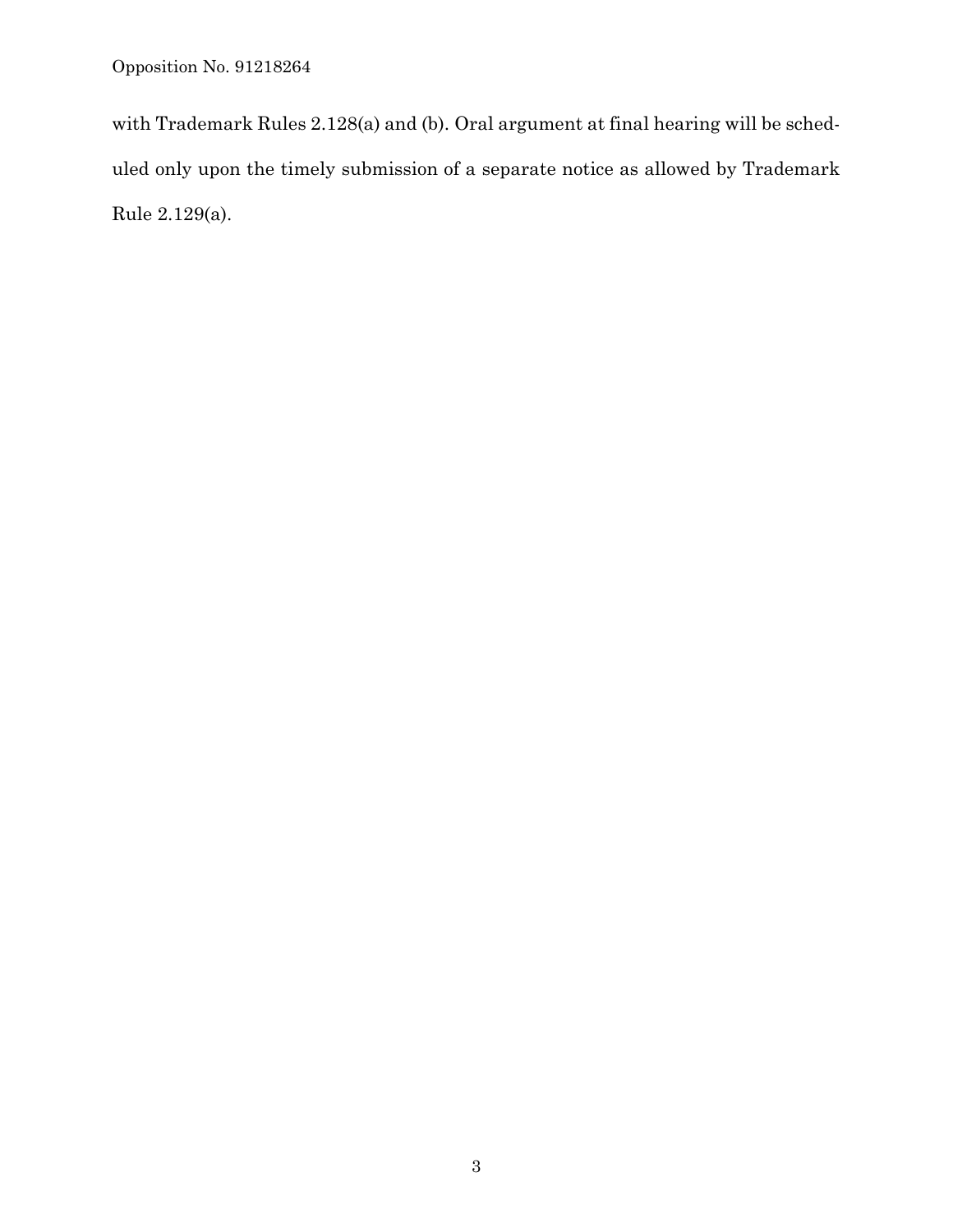with Trademark Rules 2.128(a) and (b). Oral argument at final hearing will be scheduled only upon the timely submission of a separate notice as allowed by Trademark Rule 2.129(a).